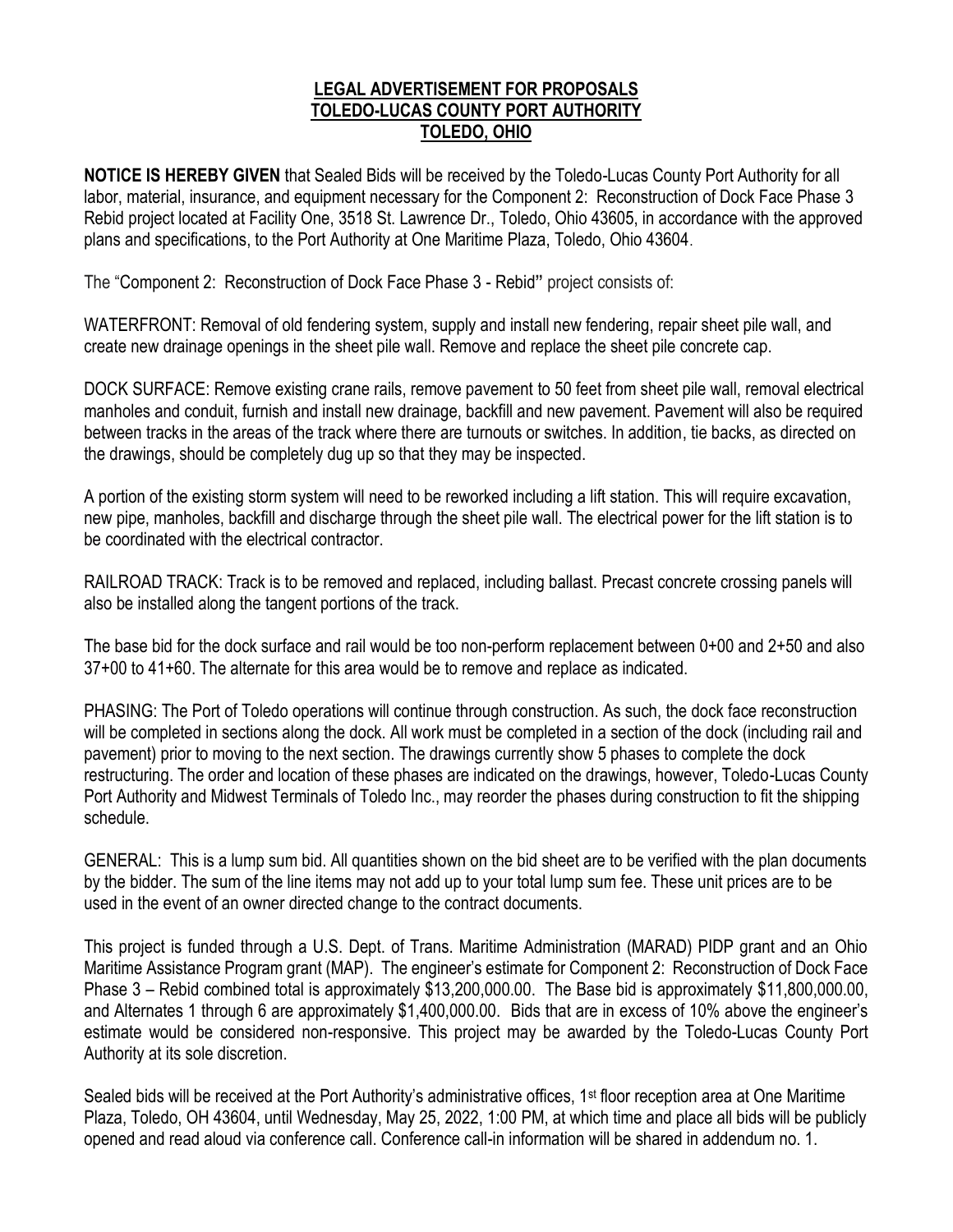# LEGAL ADVERTISEMENT FOR PROPOSALS
# TOLEDO-LUCAS COUNTY PORT AUTHORITY
# TOLEDO, OHIO

**NOTICE IS HEREBY GIVEN** that Sealed Bids will be received by the Toledo-Lucas County Port Authority for all labor, material, insurance, and equipment necessary for the Component 2: Reconstruction of Dock Face Phase 3 Rebid project located at Facility One, 3518 St. Lawrence Dr., Toledo, Ohio 43605, in accordance with the approved plans and specifications, to the Port Authority at One Maritime Plaza, Toledo, Ohio 43604.

The "Component 2: Reconstruction of Dock Face Phase 3 - Rebid" project consists of:

WATERFRONT: Removal of old fendering system, supply and install new fendering, repair sheet pile wall, and create new drainage openings in the sheet pile wall. Remove and replace the sheet pile concrete cap.

DOCK SURFACE: Remove existing crane rails, remove pavement to 50 feet from sheet pile wall, removal electrical manholes and conduit, furnish and install new drainage, backfill and new pavement. Pavement will also be required between tracks in the areas of the track where there are turnouts or switches. In addition, tie backs, as directed on the drawings, should be completely dug up so that they may be inspected.

A portion of the existing storm system will need to be reworked including a lift station. This will require excavation, new pipe, manholes, backfill and discharge through the sheet pile wall. The electrical power for the lift station is to be coordinated with the electrical contractor.

RAILROAD TRACK: Track is to be removed and replaced, including ballast. Precast concrete crossing panels will also be installed along the tangent portions of the track.

The base bid for the dock surface and rail would be too non-perform replacement between 0+00 and 2+50 and also 37+00 to 41+60. The alternate for this area would be to remove and replace as indicated.

PHASING: The Port of Toledo operations will continue through construction. As such, the dock face reconstruction will be completed in sections along the dock. All work must be completed in a section of the dock (including rail and pavement) prior to moving to the next section. The drawings currently show 5 phases to complete the dock restructuring. The order and location of these phases are indicated on the drawings, however, Toledo-Lucas County Port Authority and Midwest Terminals of Toledo Inc., may reorder the phases during construction to fit the shipping schedule.

GENERAL: This is a lump sum bid. All quantities shown on the bid sheet are to be verified with the plan documents by the bidder. The sum of the line items may not add up to your total lump sum fee. These unit prices are to be used in the event of an owner directed change to the contract documents.

This project is funded through a U.S. Dept. of Trans. Maritime Administration (MARAD) PIDP grant and an Ohio Maritime Assistance Program grant (MAP). The engineer's estimate for Component 2: Reconstruction of Dock Face Phase 3 – Rebid combined total is approximately $13,200,000.00. The Base bid is approximately $11,800,000.00, and Alternates 1 through 6 are approximately $1,400,000.00. Bids that are in excess of 10% above the engineer's estimate would be considered non-responsive. This project may be awarded by the Toledo-Lucas County Port Authority at its sole discretion.

Sealed bids will be received at the Port Authority's administrative offices, 1st floor reception area at One Maritime Plaza, Toledo, OH 43604, until Wednesday, May 25, 2022, 1:00 PM, at which time and place all bids will be publicly opened and read aloud via conference call. Conference call-in information will be shared in addendum no. 1.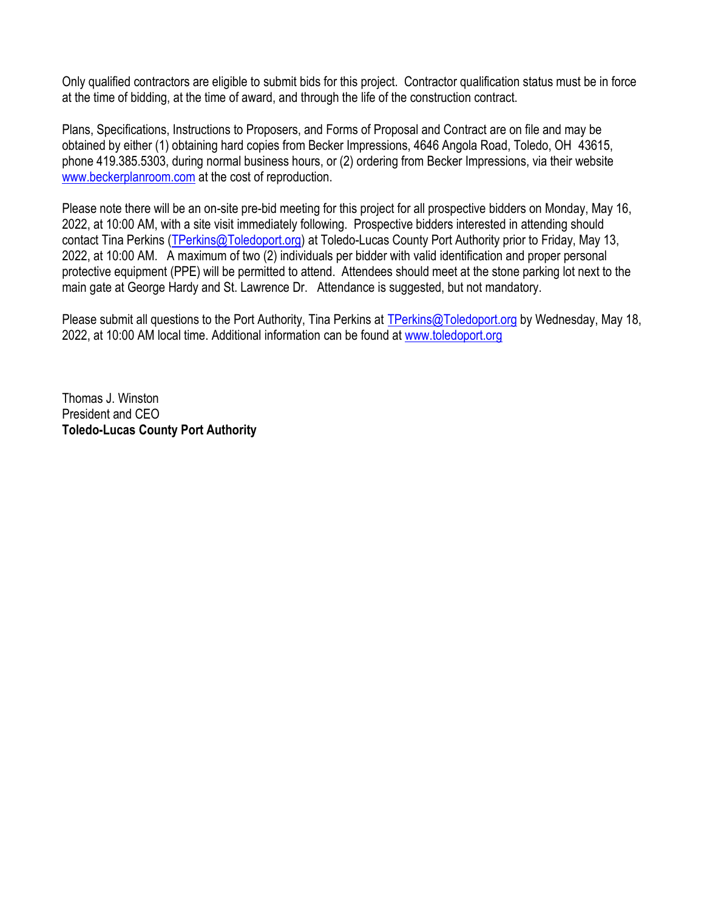Only qualified contractors are eligible to submit bids for this project. Contractor qualification status must be in force at the time of bidding, at the time of award, and through the life of the construction contract.

Plans, Specifications, Instructions to Proposers, and Forms of Proposal and Contract are on file and may be obtained by either (1) obtaining hard copies from Becker Impressions, 4646 Angola Road, Toledo, OH 43615, phone 419.385.5303, during normal business hours, or (2) ordering from Becker Impressions, via their website www.beckerplanroom.com at the cost of reproduction.

Please note there will be an on-site pre-bid meeting for this project for all prospective bidders on Monday, May 16, 2022, at 10:00 AM, with a site visit immediately following. Prospective bidders interested in attending should contact Tina Perkins (TPerkins@Toledoport.org) at Toledo-Lucas County Port Authority prior to Friday, May 13, 2022, at 10:00 AM. A maximum of two (2) individuals per bidder with valid identification and proper personal protective equipment (PPE) will be permitted to attend. Attendees should meet at the stone parking lot next to the main gate at George Hardy and St. Lawrence Dr. Attendance is suggested, but not mandatory.

Please submit all questions to the Port Authority, Tina Perkins at TPerkins@Toledoport.org by Wednesday, May 18, 2022, at 10:00 AM local time. Additional information can be found at www.toledoport.org

Thomas J. Winston
President and CEO
**Toledo-Lucas County Port Authority**